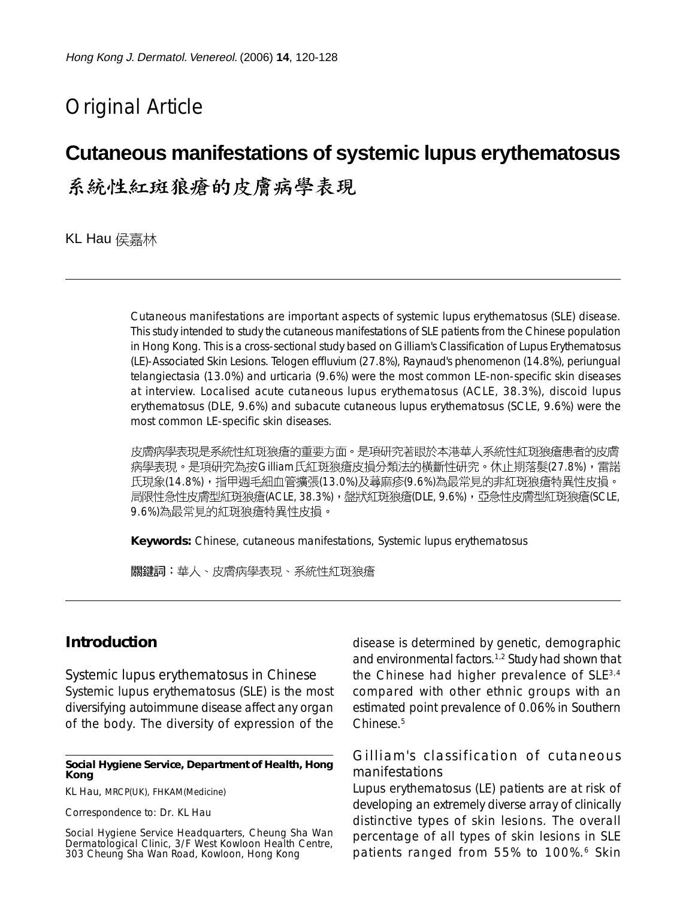Original Article

# Cutaneous manifestations of systemic lupus erythematosus

# 系統性紅斑狼瘡的皮膚病學表現

KL Hau 侯嘉林

Cutaneous manifestations are important aspects of systemic lupus erythematosus (SLE) disease. This study intended to study the cutaneous manifestations of SLE patients from the Chinese population in Hong Kong. This is a cross-sectional study based on Gilliam's Classification of Lupus Erythematosus (LE)-Associated Skin Lesions. Telogen effluvium (27.8%), Raynaud's phenomenon (14.8%), periungual telangiectasia (13.0%) and urticaria (9.6%) were the most common LE-non-specific skin diseases at interview. Localised acute cutaneous lupus erythematosus (ACLE, 38.3%), discoid lupus erythematosus (DLE, 9.6%) and subacute cutaneous lupus erythematosus (SCLE, 9.6%) were the most common LE-specific skin diseases.

皮膚病學表現是系統性紅斑狼瘡的重要方面。是項研究著眼於本港華人系統性紅斑狼瘡患者的皮膚病學表現。是項研究為按Gilliam氏紅斑狼瘡皮損分類法的橫斷性研究。休止期落髮(27.8%)，雷諾氏現象(14.8%)，指甲週毛細血管擴張(13.0%)及蕁麻疹(9.6%)為最常見的非紅斑狼瘡特異性皮損。局限性急性皮膚型紅斑狼瘡(ACLE, 38.3%)，盤狀紅斑狼瘡(DLE, 9.6%)，亞急性皮膚型紅斑狼瘡(SCLE, 9.6%)為最常見的紅斑狼瘡特異性皮損。

**Keywords:** Chinese, cutaneous manifestations, Systemic lupus erythematosus

**關鍵詞：**華人、皮膚病學表現、系統性紅斑狼瘡

## Introduction

### Systemic lupus erythematosus in Chinese

Systemic lupus erythematosus (SLE) is the most diversifying autoimmune disease affect any organ of the body. The diversity of expression of the disease is determined by genetic, demographic and environmental factors.[1,2] Study had shown that the Chinese had higher prevalence of SLE[3,4] compared with other ethnic groups with an estimated point prevalence of 0.06% in Southern Chinese.[5]

### Gilliam's classification of cutaneous manifestations

Lupus erythematosus (LE) patients are at risk of developing an extremely diverse array of clinically distinctive types of skin lesions. The overall percentage of all types of skin lesions in SLE patients ranged from 55% to 100%.[6] Skin

**Social Hygiene Service, Department of Health, Hong Kong**

KL Hau, MRCP(UK), FHKAM(Medicine)

Correspondence to: Dr. KL Hau

Social Hygiene Service Headquarters, Cheung Sha Wan Dermatological Clinic, 3/F West Kowloon Health Centre, 303 Cheung Sha Wan Road, Kowloon, Hong Kong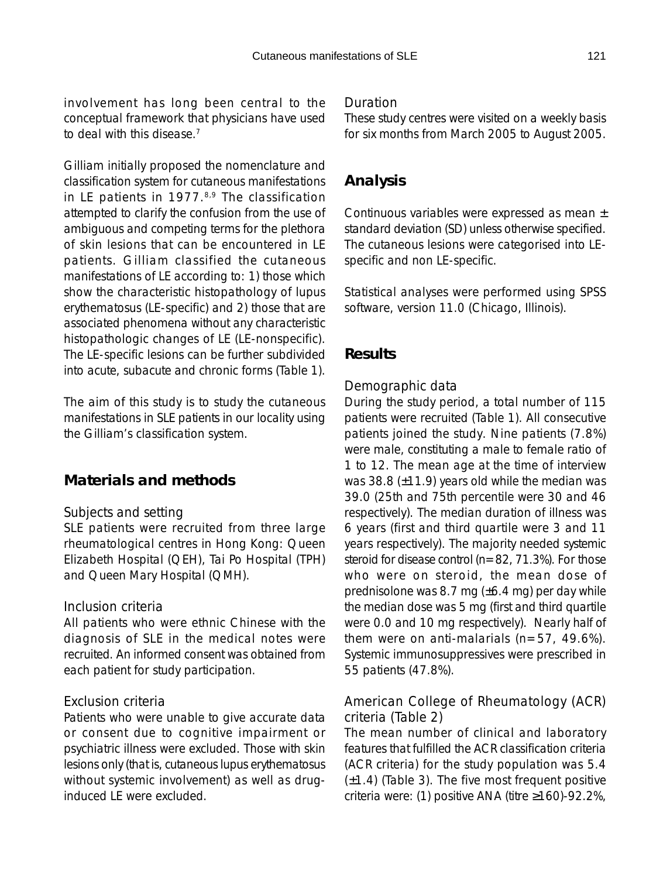involvement has long been central to the conceptual framework that physicians have used to deal with this disease.[7]

Gilliam initially proposed the nomenclature and classification system for cutaneous manifestations in LE patients in 1977.[8,9] The classification attempted to clarify the confusion from the use of ambiguous and competing terms for the plethora of skin lesions that can be encountered in LE patients. Gilliam classified the cutaneous manifestations of LE according to: 1) those which show the characteristic histopathology of lupus erythematosus (LE-specific) and 2) those that are associated phenomena without any characteristic histopathologic changes of LE (LE-nonspecific). The LE-specific lesions can be further subdivided into acute, subacute and chronic forms (Table 1).

The aim of this study is to study the cutaneous manifestations in SLE patients in our locality using the Gilliam's classification system.

## Materials and methods

### Subjects and setting

SLE patients were recruited from three large rheumatological centres in Hong Kong: Queen Elizabeth Hospital (QEH), Tai Po Hospital (TPH) and Queen Mary Hospital (QMH).

### Inclusion criteria

All patients who were ethnic Chinese with the diagnosis of SLE in the medical notes were recruited. An informed consent was obtained from each patient for study participation.

### Exclusion criteria

Patients who were unable to give accurate data or consent due to cognitive impairment or psychiatric illness were excluded. Those with skin lesions only (that is, cutaneous lupus erythematosus without systemic involvement) as well as drug-induced LE were excluded.

### Duration

These study centres were visited on a weekly basis for six months from March 2005 to August 2005.

## Analysis

Continuous variables were expressed as mean ± standard deviation (SD) unless otherwise specified. The cutaneous lesions were categorised into LE-specific and non LE-specific.

Statistical analyses were performed using SPSS software, version 11.0 (Chicago, Illinois).

## Results

### Demographic data

During the study period, a total number of 115 patients were recruited (Table 1). All consecutive patients joined the study. Nine patients (7.8%) were male, constituting a male to female ratio of 1 to 12. The mean age at the time of interview was 38.8 (±11.9) years old while the median was 39.0 (25th and 75th percentile were 30 and 46 respectively). The median duration of illness was 6 years (first and third quartile were 3 and 11 years respectively). The majority needed systemic steroid for disease control (n=82, 71.3%). For those who were on steroid, the mean dose of prednisolone was 8.7 mg (±6.4 mg) per day while the median dose was 5 mg (first and third quartile were 0.0 and 10 mg respectively). Nearly half of them were on anti-malarials (n=57, 49.6%). Systemic immunosuppressives were prescribed in 55 patients (47.8%).

### American College of Rheumatology (ACR) criteria (Table 2)

The mean number of clinical and laboratory features that fulfilled the ACR classification criteria (ACR criteria) for the study population was 5.4 (±1.4) (Table 3). The five most frequent positive criteria were: (1) positive ANA (titre ≥160)-92.2%,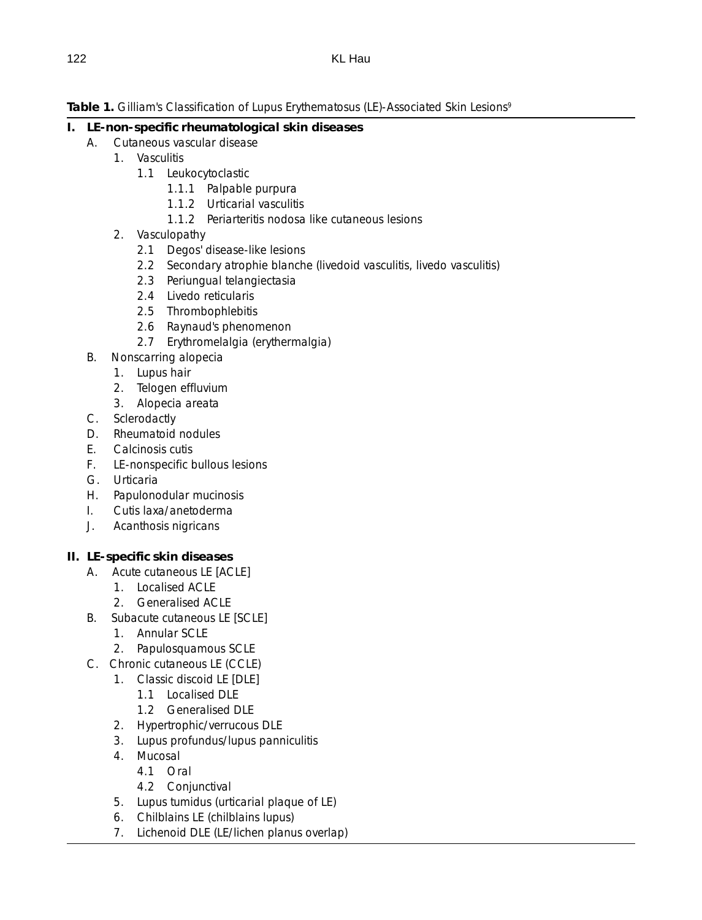**Table 1.** Gilliam's Classification of Lupus Erythematosus (LE)-Associated Skin Lesions[9]

**I. LE-non-specific rheumatological skin diseases**

- A. Cutaneous vascular disease
  - 1. Vasculitis
    - 1.1 Leukocytoclastic
      - 1.1.1 Palpable purpura
      - 1.1.2 Urticarial vasculitis
      - 1.1.2 Periarteritis nodosa like cutaneous lesions
  - 2. Vasculopathy
    - 2.1 Degos' disease-like lesions
    - 2.2 Secondary atrophie blanche (livedoid vasculitis, livedo vasculitis)
    - 2.3 Periungual telangiectasia
    - 2.4 Livedo reticularis
    - 2.5 Thrombophlebitis
    - 2.6 Raynaud's phenomenon
    - 2.7 Erythromelalgia (erythermalgia)
- B. Nonscarring alopecia
  - 1. Lupus hair
  - 2. Telogen effluvium
  - 3. Alopecia areata
- C. Sclerodactly
- D. Rheumatoid nodules
- E. Calcinosis cutis
- F. LE-nonspecific bullous lesions
- G. Urticaria
- H. Papulonodular mucinosis
- I. Cutis laxa/anetoderma
- J. Acanthosis nigricans

**II. LE-specific skin diseases**

- A. Acute cutaneous LE [ACLE]
  - 1. Localised ACLE
  - 2. Generalised ACLE
- B. Subacute cutaneous LE [SCLE]
  - 1. Annular SCLE
  - 2. Papulosquamous SCLE
- C. Chronic cutaneous LE (CCLE)
  - 1. Classic discoid LE [DLE]
    - 1.1 Localised DLE
    - 1.2 Generalised DLE
  - 2. Hypertrophic/verrucous DLE
  - 3. Lupus profundus/lupus panniculitis
  - 4. Mucosal
    - 4.1 Oral
    - 4.2 Conjunctival
  - 5. Lupus tumidus (urticarial plaque of LE)
  - 6. Chilblains LE (chilblains lupus)
  - 7. Lichenoid DLE (LE/lichen planus overlap)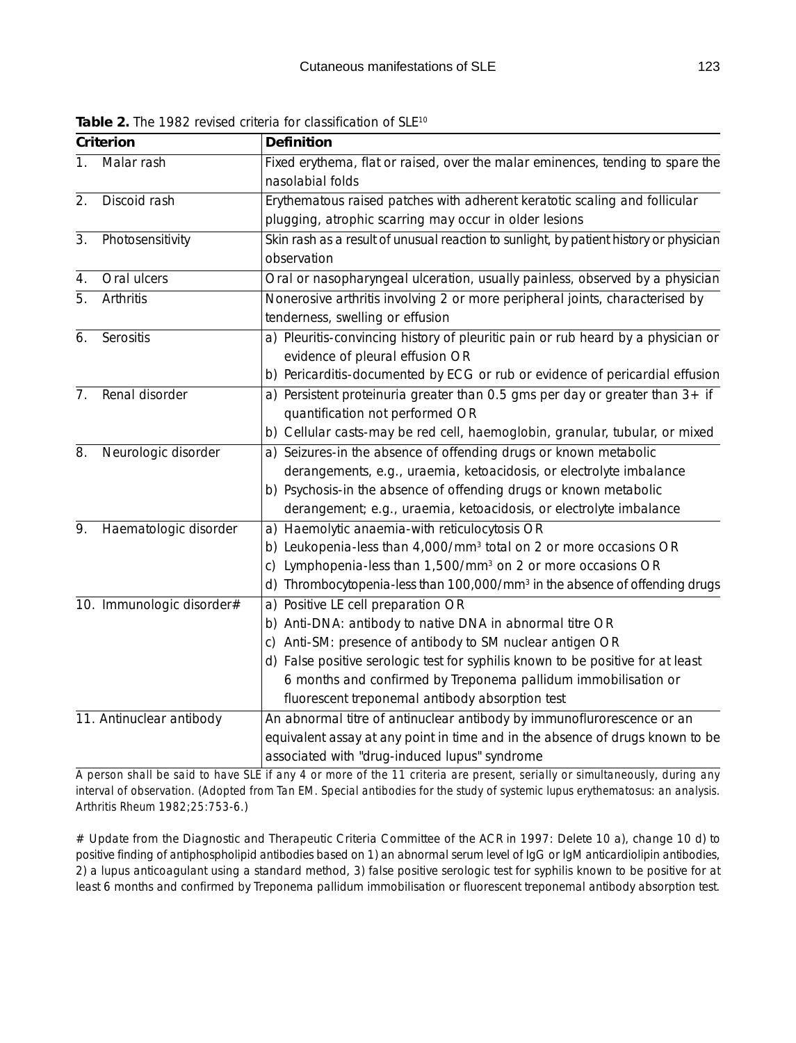**Table 2.** The 1982 revised criteria for classification of SLE[10]

| Criterion | Definition |
|---|---|
| 1. Malar rash | Fixed erythema, flat or raised, over the malar eminences, tending to spare the nasolabial folds |
| 2. Discoid rash | Erythematous raised patches with adherent keratotic scaling and follicular plugging, atrophic scarring may occur in older lesions |
| 3. Photosensitivity | Skin rash as a result of unusual reaction to sunlight, by patient history or physician observation |
| 4. Oral ulcers | Oral or nasopharyngeal ulceration, usually painless, observed by a physician |
| 5. Arthritis | Nonerosive arthritis involving 2 or more peripheral joints, characterised by tenderness, swelling or effusion |
| 6. Serositis | a) Pleuritis-convincing history of pleuritic pain or rub heard by a physician or evidence of pleural effusion OR<br>b) Pericarditis-documented by ECG or rub or evidence of pericardial effusion |
| 7. Renal disorder | a) Persistent proteinuria greater than 0.5 gms per day or greater than 3+ if quantification not performed OR<br>b) Cellular casts-may be red cell, haemoglobin, granular, tubular, or mixed |
| 8. Neurologic disorder | a) Seizures-in the absence of offending drugs or known metabolic derangements, e.g., uraemia, ketoacidosis, or electrolyte imbalance<br>b) Psychosis-in the absence of offending drugs or known metabolic derangement; e.g., uraemia, ketoacidosis, or electrolyte imbalance |
| 9. Haematologic disorder | a) Haemolytic anaemia-with reticulocytosis OR<br>b) Leukopenia-less than 4,000/mm$^3$ total on 2 or more occasions OR<br>c) Lymphopenia-less than 1,500/mm$^3$ on 2 or more occasions OR<br>d) Thrombocytopenia-less than 100,000/mm$^3$ in the absence of offending drugs |
| 10. Immunologic disorder# | a) Positive LE cell preparation OR<br>b) Anti-DNA: antibody to native DNA in abnormal titre OR<br>c) Anti-SM: presence of antibody to SM nuclear antigen OR<br>d) False positive serologic test for syphilis known to be positive for at least 6 months and confirmed by Treponema pallidum immobilisation or fluorescent treponemal antibody absorption test |
| 11. Antinuclear antibody | An abnormal titre of antinuclear antibody by immunoflurorescence or an equivalent assay at any point in time and in the absence of drugs known to be associated with "drug-induced lupus" syndrome |

*A person shall be said to have SLE if any 4 or more of the 11 criteria are present, serially or simultaneously, during any interval of observation. (Adopted from Tan EM. Special antibodies for the study of systemic lupus erythematosus: an analysis. Arthritis Rheum 1982;25:753-6.)*

# Update from the Diagnostic and Therapeutic Criteria Committee of the ACR in 1997: Delete 10 a), change 10 d) to positive finding of antiphospholipid antibodies based on 1) an abnormal serum level of IgG or IgM anticardiolipin antibodies, 2) a lupus anticoagulant using a standard method, 3) false positive serologic test for syphilis known to be positive for at least 6 months and confirmed by Treponema pallidum immobilisation or fluorescent treponemal antibody absorption test.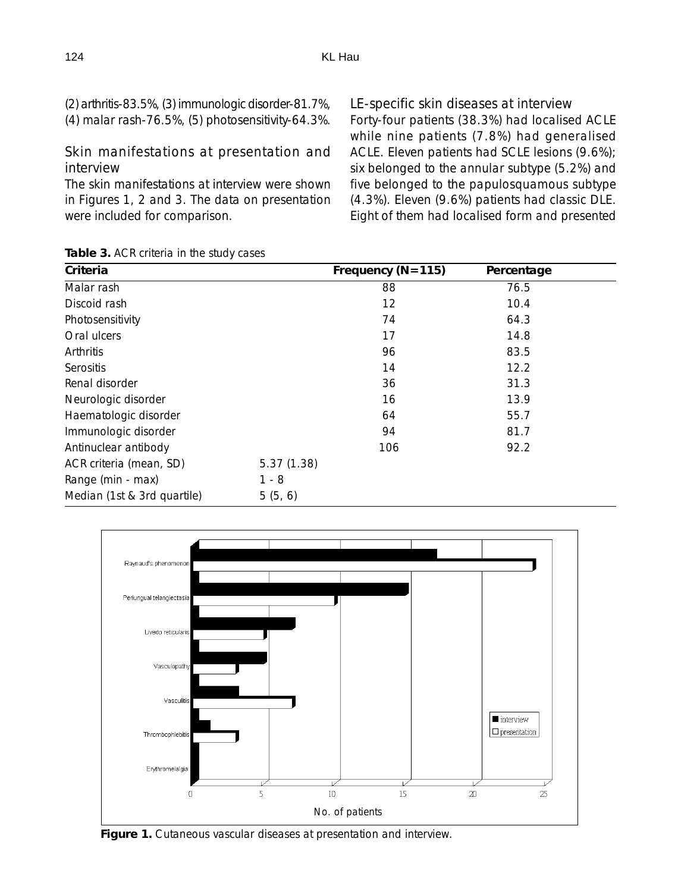(2) arthritis-83.5%, (3) immunologic disorder-81.7%, (4) malar rash-76.5%, (5) photosensitivity-64.3%.

## Skin manifestations at presentation and interview

The skin manifestations at interview were shown in Figures 1, 2 and 3. The data on presentation were included for comparison.

## LE-specific skin diseases at interview

Forty-four patients (38.3%) had localised ACLE while nine patients (7.8%) had generalised ACLE. Eleven patients had SCLE lesions (9.6%); six belonged to the annular subtype (5.2%) and five belonged to the papulosquamous subtype (4.3%). Eleven (9.6%) patients had classic DLE. Eight of them had localised form and presented

**Table 3.** ACR criteria in the study cases

| Criteria | | Frequency (N=115) | Percentage |
|---|---|---|---|
| Malar rash | | 88 | 76.5 |
| Discoid rash | | 12 | 10.4 |
| Photosensitivity | | 74 | 64.3 |
| Oral ulcers | | 17 | 14.8 |
| Arthritis | | 96 | 83.5 |
| Serositis | | 14 | 12.2 |
| Renal disorder | | 36 | 31.3 |
| Neurologic disorder | | 16 | 13.9 |
| Haematologic disorder | | 64 | 55.7 |
| Immunologic disorder | | 94 | 81.7 |
| Antinuclear antibody | | 106 | 92.2 |
| ACR criteria (mean, SD) | 5.37 (1.38) | | |
| Range (min - max) | 1 - 8 | | |
| Median (1st & 3rd quartile) | 5 (5, 6) | | |

**Figure 1.** Cutaneous vascular diseases at presentation and interview.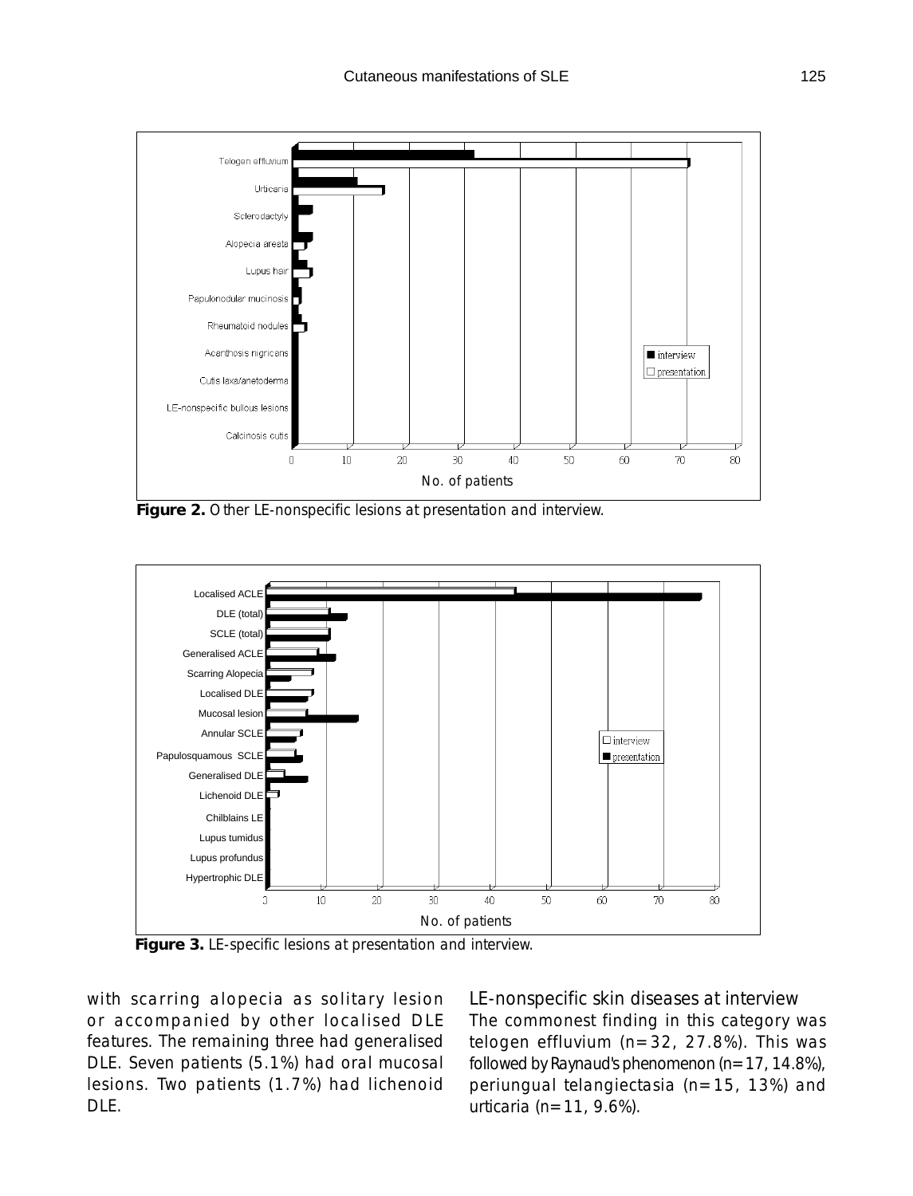Figure 2. Other LE-nonspecific lesions at presentation and interview.

Figure 3. LE-specific lesions at presentation and interview.

with scarring alopecia as solitary lesion or accompanied by other localised DLE features. The remaining three had generalised DLE. Seven patients (5.1%) had oral mucosal lesions. Two patients (1.7%) had lichenoid DLE.

### LE-nonspecific skin diseases at interview

The commonest finding in this category was telogen effluvium (n=32, 27.8%). This was followed by Raynaud's phenomenon (n=17, 14.8%), periungual telangiectasia (n=15, 13%) and urticaria (n=11, 9.6%).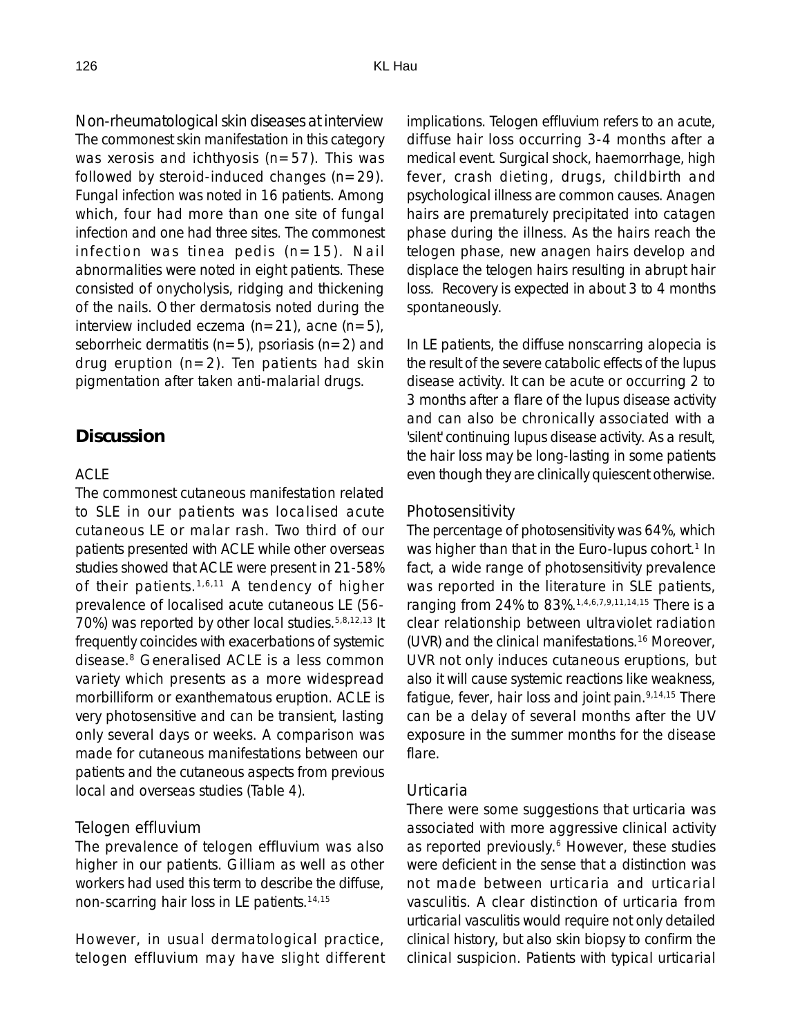### Non-rheumatological skin diseases at interview

The commonest skin manifestation in this category was xerosis and ichthyosis (n=57). This was followed by steroid-induced changes (n=29). Fungal infection was noted in 16 patients. Among which, four had more than one site of fungal infection and one had three sites. The commonest infection was tinea pedis (n=15). Nail abnormalities were noted in eight patients. These consisted of onycholysis, ridging and thickening of the nails. Other dermatosis noted during the interview included eczema (n=21), acne (n=5), seborrheic dermatitis (n=5), psoriasis (n=2) and drug eruption (n=2). Ten patients had skin pigmentation after taken anti-malarial drugs.

## Discussion

### ACLE

The commonest cutaneous manifestation related to SLE in our patients was localised acute cutaneous LE or malar rash. Two third of our patients presented with ACLE while other overseas studies showed that ACLE were present in 21-58% of their patients.[1,6,11] A tendency of higher prevalence of localised acute cutaneous LE (56-70%) was reported by other local studies.[5,8,12,13] It frequently coincides with exacerbations of systemic disease.[8] Generalised ACLE is a less common variety which presents as a more widespread morbilliform or exanthematous eruption. ACLE is very photosensitive and can be transient, lasting only several days or weeks. A comparison was made for cutaneous manifestations between our patients and the cutaneous aspects from previous local and overseas studies (Table 4).

### Telogen effluvium

The prevalence of telogen effluvium was also higher in our patients. Gilliam as well as other workers had used this term to describe the diffuse, non-scarring hair loss in LE patients.[14,15]

However, in usual dermatological practice, telogen effluvium may have slight different implications. Telogen effluvium refers to an acute, diffuse hair loss occurring 3-4 months after a medical event. Surgical shock, haemorrhage, high fever, crash dieting, drugs, childbirth and psychological illness are common causes. Anagen hairs are prematurely precipitated into catagen phase during the illness. As the hairs reach the telogen phase, new anagen hairs develop and displace the telogen hairs resulting in abrupt hair loss. Recovery is expected in about 3 to 4 months spontaneously.

In LE patients, the diffuse nonscarring alopecia is the result of the severe catabolic effects of the lupus disease activity. It can be acute or occurring 2 to 3 months after a flare of the lupus disease activity and can also be chronically associated with a 'silent' continuing lupus disease activity. As a result, the hair loss may be long-lasting in some patients even though they are clinically quiescent otherwise.

### Photosensitivity

The percentage of photosensitivity was 64%, which was higher than that in the Euro-lupus cohort.[1] In fact, a wide range of photosensitivity prevalence was reported in the literature in SLE patients, ranging from 24% to 83%.[1,4,6,7,9,11,14,15] There is a clear relationship between ultraviolet radiation (UVR) and the clinical manifestations.[16] Moreover, UVR not only induces cutaneous eruptions, but also it will cause systemic reactions like weakness, fatigue, fever, hair loss and joint pain.[9,14,15] There can be a delay of several months after the UV exposure in the summer months for the disease flare.

### Urticaria

There were some suggestions that urticaria was associated with more aggressive clinical activity as reported previously.[6] However, these studies were deficient in the sense that a distinction was not made between urticaria and urticarial vasculitis. A clear distinction of urticaria from urticarial vasculitis would require not only detailed clinical history, but also skin biopsy to confirm the clinical suspicion. Patients with typical urticarial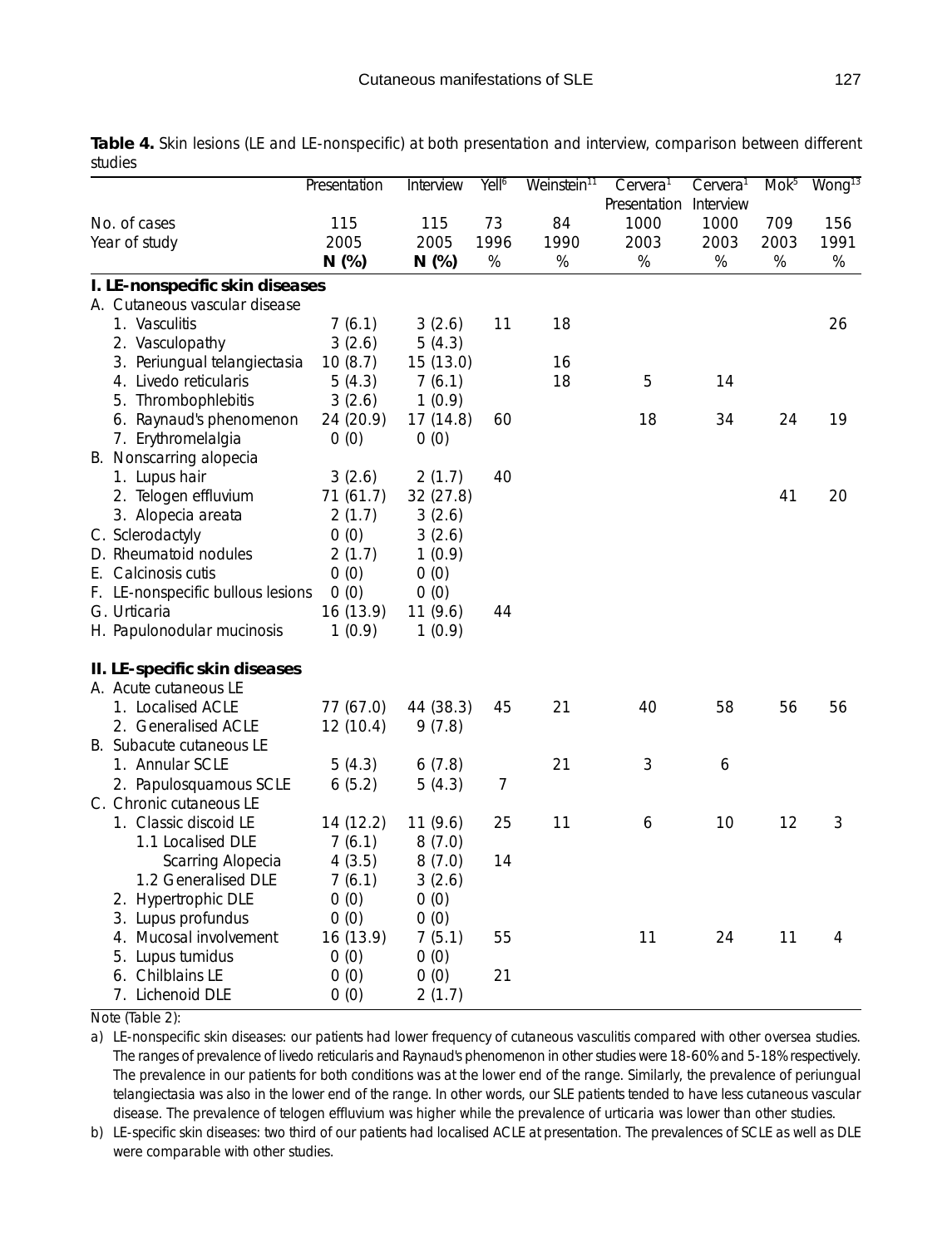**Table 4.** Skin lesions (LE and LE-nonspecific) at both presentation and interview, comparison between different studies

| | Presentation | Interview | Yell[6] | Weinstein[11] | Cervera[1] Presentation | Cervera[1] Interview | Mok[5] | Wong[13] |
|---|---|---|---|---|---|---|---|---|
| No. of cases | 115 | 115 | 73 | 84 | 1000 | 1000 | 709 | 156 |
| Year of study | 2005 | 2005 | 1996 | 1990 | 2003 | 2003 | 2003 | 1991 |
| | **N (%)** | **N (%)** | % | % | % | % | % | % |
| **I. LE-nonspecific skin diseases** | | | | | | | | |
| A. Cutaneous vascular disease | | | | | | | | |
| 1. Vasculitis | 7 (6.1) | 3 (2.6) | 11 | 18 | | | | 26 |
| 2. Vasculopathy | 3 (2.6) | 5 (4.3) | | | | | | |
| 3. Periungual telangiectasia | 10 (8.7) | 15 (13.0) | | 16 | | | | |
| 4. Livedo reticularis | 5 (4.3) | 7 (6.1) | | 18 | 5 | 14 | | |
| 5. Thrombophlebitis | 3 (2.6) | 1 (0.9) | | | | | | |
| 6. Raynaud's phenomenon | 24 (20.9) | 17 (14.8) | 60 | | 18 | 34 | 24 | 19 |
| 7. Erythromelalgia | 0 (0) | 0 (0) | | | | | | |
| B. Nonscarring alopecia | | | | | | | | |
| 1. Lupus hair | 3 (2.6) | 2 (1.7) | 40 | | | | | |
| 2. Telogen effluvium | 71 (61.7) | 32 (27.8) | | | | | 41 | 20 |
| 3. Alopecia areata | 2 (1.7) | 3 (2.6) | | | | | | |
| C. Sclerodactyly | 0 (0) | 3 (2.6) | | | | | | |
| D. Rheumatoid nodules | 2 (1.7) | 1 (0.9) | | | | | | |
| E. Calcinosis cutis | 0 (0) | 0 (0) | | | | | | |
| F. LE-nonspecific bullous lesions | 0 (0) | 0 (0) | | | | | | |
| G. Urticaria | 16 (13.9) | 11 (9.6) | 44 | | | | | |
| H. Papulonodular mucinosis | 1 (0.9) | 1 (0.9) | | | | | | |
| **II. LE-specific skin diseases** | | | | | | | | |
| A. Acute cutaneous LE | | | | | | | | |
| 1. Localised ACLE | 77 (67.0) | 44 (38.3) | 45 | 21 | 40 | 58 | 56 | 56 |
| 2. Generalised ACLE | 12 (10.4) | 9 (7.8) | | | | | | |
| B. Subacute cutaneous LE | | | | | | | | |
| 1. Annular SCLE | 5 (4.3) | 6 (7.8) | | 21 | 3 | 6 | | |
| 2. Papulosquamous SCLE | 6 (5.2) | 5 (4.3) | 7 | | | | | |
| C. Chronic cutaneous LE | | | | | | | | |
| 1. Classic discoid LE | 14 (12.2) | 11 (9.6) | 25 | 11 | 6 | 10 | 12 | 3 |
| 1.1 Localised DLE | 7 (6.1) | 8 (7.0) | | | | | | |
| Scarring Alopecia | 4 (3.5) | 8 (7.0) | 14 | | | | | |
| 1.2 Generalised DLE | 7 (6.1) | 3 (2.6) | | | | | | |
| 2. Hypertrophic DLE | 0 (0) | 0 (0) | | | | | | |
| 3. Lupus profundus | 0 (0) | 0 (0) | | | | | | |
| 4. Mucosal involvement | 16 (13.9) | 7 (5.1) | 55 | | 11 | 24 | 11 | 4 |
| 5. Lupus tumidus | 0 (0) | 0 (0) | | | | | | |
| 6. Chilblains LE | 0 (0) | 0 (0) | 21 | | | | | |
| 7. Lichenoid DLE | 0 (0) | 2 (1.7) | | | | | | |

Note (Table 2):

a) LE-nonspecific skin diseases: our patients had lower frequency of cutaneous vasculitis compared with other oversea studies. The ranges of prevalence of livedo reticularis and Raynaud's phenomenon in other studies were 18-60% and 5-18% respectively. The prevalence in our patients for both conditions was at the lower end of the range. Similarly, the prevalence of periungual telangiectasia was also in the lower end of the range. In other words, our SLE patients tended to have less cutaneous vascular disease. The prevalence of telogen effluvium was higher while the prevalence of urticaria was lower than other studies.

b) LE-specific skin diseases: two third of our patients had localised ACLE at presentation. The prevalences of SCLE as well as DLE were comparable with other studies.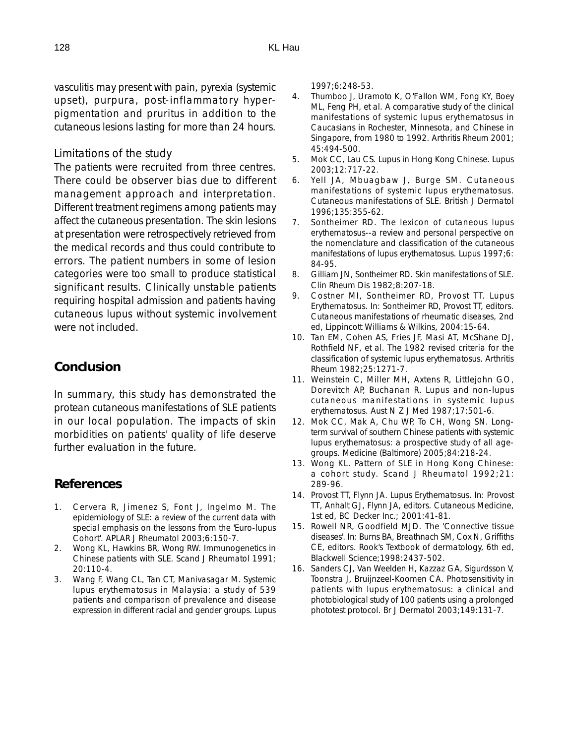vasculitis may present with pain, pyrexia (systemic upset), purpura, post-inflammatory hyperpigmentation and pruritus in addition to the cutaneous lesions lasting for more than 24 hours.

### Limitations of the study

The patients were recruited from three centres. There could be observer bias due to different management approach and interpretation. Different treatment regimens among patients may affect the cutaneous presentation. The skin lesions at presentation were retrospectively retrieved from the medical records and thus could contribute to errors. The patient numbers in some of lesion categories were too small to produce statistical significant results. Clinically unstable patients requiring hospital admission and patients having cutaneous lupus without systemic involvement were not included.

## Conclusion

In summary, this study has demonstrated the protean cutaneous manifestations of SLE patients in our local population. The impacts of skin morbidities on patients' quality of life deserve further evaluation in the future.

## References

1. Cervera R, Jimenez S, Font J, Ingelmo M. The epidemiology of SLE: a review of the current data with special emphasis on the lessons from the 'Euro-lupus Cohort'. APLAR J Rheumatol 2003;6:150-7.
2. Wong KL, Hawkins BR, Wong RW. Immunogenetics in Chinese patients with SLE. Scand J Rheumatol 1991; 20:110-4.
3. Wang F, Wang CL, Tan CT, Manivasagar M. Systemic lupus erythematosus in Malaysia: a study of 539 patients and comparison of prevalence and disease expression in different racial and gender groups. Lupus 1997;6:248-53.
4. Thumboo J, Uramoto K, O'Fallon WM, Fong KY, Boey ML, Feng PH, et al. A comparative study of the clinical manifestations of systemic lupus erythematosus in Caucasians in Rochester, Minnesota, and Chinese in Singapore, from 1980 to 1992. Arthritis Rheum 2001; 45:494-500.
5. Mok CC, Lau CS. Lupus in Hong Kong Chinese. Lupus 2003;12:717-22.
6. Yell JA, Mbuagbaw J, Burge SM. Cutaneous manifestations of systemic lupus erythematosus. Cutaneous manifestations of SLE. British J Dermatol 1996;135:355-62.
7. Sontheimer RD. The lexicon of cutaneous lupus erythematosus--a review and personal perspective on the nomenclature and classification of the cutaneous manifestations of lupus erythematosus. Lupus 1997;6: 84-95.
8. Gilliam JN, Sontheimer RD. Skin manifestations of SLE. Clin Rheum Dis 1982;8:207-18.
9. Costner MI, Sontheimer RD, Provost TT. Lupus Erythematosus. In: Sontheimer RD, Provost TT, editors. Cutaneous manifestations of rheumatic diseases, 2nd ed, Lippincott Williams & Wilkins, 2004:15-64.
10. Tan EM, Cohen AS, Fries JF, Masi AT, McShane DJ, Rothfield NF, et al. The 1982 revised criteria for the classification of systemic lupus erythematosus. Arthritis Rheum 1982;25:1271-7.
11. Weinstein C, Miller MH, Axtens R, Littlejohn GO, Dorevitch AP, Buchanan R. Lupus and non-lupus cutaneous manifestations in systemic lupus erythematosus. Aust N Z J Med 1987;17:501-6.
12. Mok CC, Mak A, Chu WP, To CH, Wong SN. Long-term survival of southern Chinese patients with systemic lupus erythematosus: a prospective study of all age-groups. Medicine (Baltimore) 2005;84:218-24.
13. Wong KL. Pattern of SLE in Hong Kong Chinese: a cohort study. Scand J Rheumatol 1992;21: 289-96.
14. Provost TT, Flynn JA. Lupus Erythematosus. In: Provost TT, Anhalt GJ, Flynn JA, editors. Cutaneous Medicine, 1st ed, BC Decker Inc.; 2001:41-81.
15. Rowell NR, Goodfield MJD. The 'Connective tissue diseases'. In: Burns BA, Breathnach SM, Cox N, Griffiths CE, editors. Rook's Textbook of dermatology, 6th ed, Blackwell Science;1998:2437-502.
16. Sanders CJ, Van Weelden H, Kazzaz GA, Sigurdsson V, Toonstra J, Bruijnzeel-Koomen CA. Photosensitivity in patients with lupus erythematosus: a clinical and photobiological study of 100 patients using a prolonged phototest protocol. Br J Dermatol 2003;149:131-7.